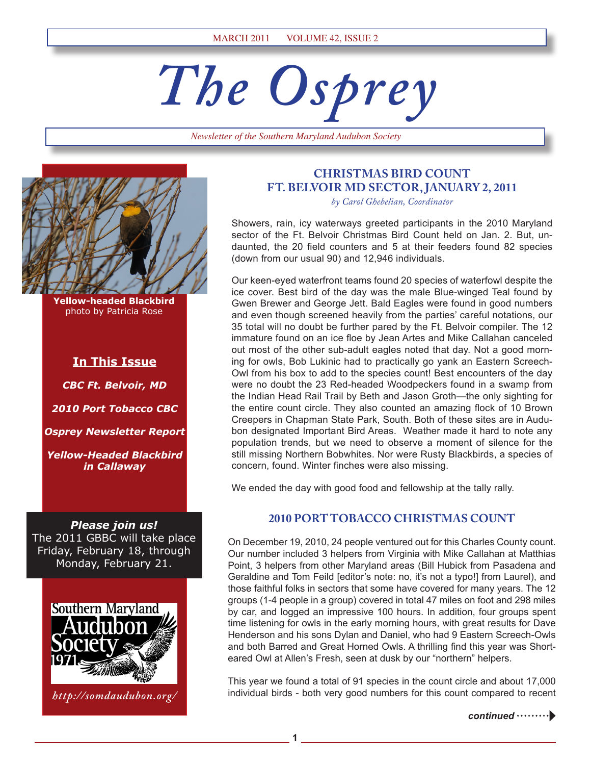MARCH 2011 VOLUME 42, ISSUE 2

# The Osprey

*Newsletter of the Southern Maryland Audubon Society*

**Yellow-headed Blackbird**
photo by Patricia Rose

**In This Issue**

*CBC Ft. Belvoir, MD*

*2010 Port Tobacco CBC*

*Osprey Newsletter Report*

*Yellow-Headed Blackbird in Callaway*

***Please join us!***
The 2011 GBBC will take place Friday, February 18, through Monday, February 21.

Southern Maryland Audubon Society 1971

*http://somdaudubon.org/*

## CHRISTMAS BIRD COUNT FT. BELVOIR MD SECTOR, JANUARY 2, 2011

*by Carol Ghebelian, Coordinator*

Showers, rain, icy waterways greeted participants in the 2010 Maryland sector of the Ft. Belvoir Christmas Bird Count held on Jan. 2. But, undaunted, the 20 field counters and 5 at their feeders found 82 species (down from our usual 90) and 12,946 individuals.

Our keen-eyed waterfront teams found 20 species of waterfowl despite the ice cover. Best bird of the day was the male Blue-winged Teal found by Gwen Brewer and George Jett. Bald Eagles were found in good numbers and even though screened heavily from the parties' careful notations, our 35 total will no doubt be further pared by the Ft. Belvoir compiler. The 12 immature found on an ice floe by Jean Artes and Mike Callahan canceled out most of the other sub-adult eagles noted that day. Not a good morning for owls, Bob Lukinic had to practically go yank an Eastern Screech-Owl from his box to add to the species count! Best encounters of the day were no doubt the 23 Red-headed Woodpeckers found in a swamp from the Indian Head Rail Trail by Beth and Jason Groth—the only sighting for the entire count circle. They also counted an amazing flock of 10 Brown Creepers in Chapman State Park, South. Both of these sites are in Audubon designated Important Bird Areas. Weather made it hard to note any population trends, but we need to observe a moment of silence for the still missing Northern Bobwhites. Nor were Rusty Blackbirds, a species of concern, found. Winter finches were also missing.

We ended the day with good food and fellowship at the tally rally.

## 2010 PORT TOBACCO CHRISTMAS COUNT

On December 19, 2010, 24 people ventured out for this Charles County count. Our number included 3 helpers from Virginia with Mike Callahan at Matthias Point, 3 helpers from other Maryland areas (Bill Hubick from Pasadena and Geraldine and Tom Feild [editor's note: no, it's not a typo!] from Laurel), and those faithful folks in sectors that some have covered for many years. The 12 groups (1-4 people in a group) covered in total 47 miles on foot and 298 miles by car, and logged an impressive 100 hours. In addition, four groups spent time listening for owls in the early morning hours, with great results for Dave Henderson and his sons Dylan and Daniel, who had 9 Eastern Screech-Owls and both Barred and Great Horned Owls. A thrilling find this year was Short-eared Owl at Allen's Fresh, seen at dusk by our "northern" helpers.

This year we found a total of 91 species in the count circle and about 17,000 individual birds - both very good numbers for this count compared to recent

***continued***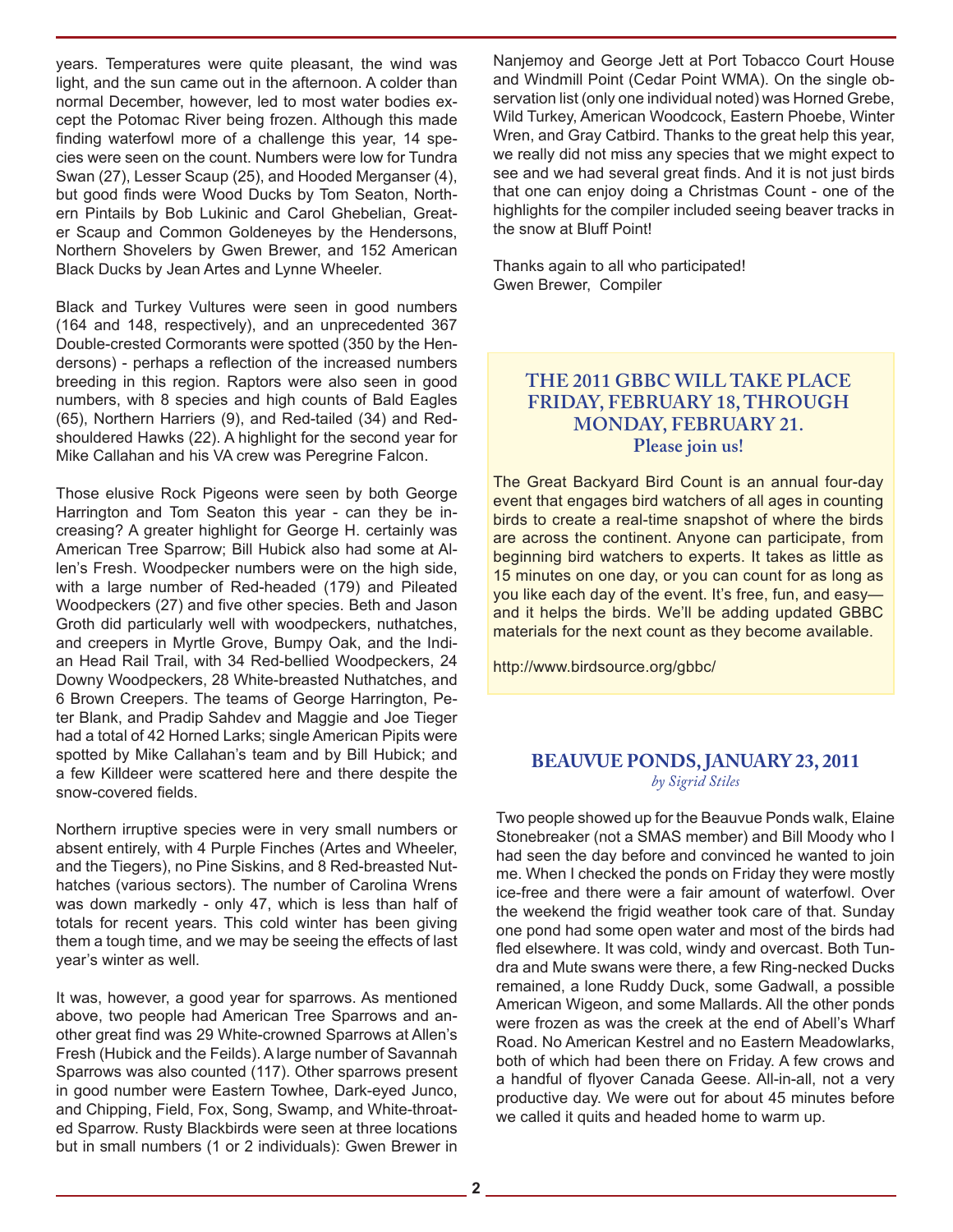years. Temperatures were quite pleasant, the wind was light, and the sun came out in the afternoon. A colder than normal December, however, led to most water bodies except the Potomac River being frozen. Although this made finding waterfowl more of a challenge this year, 14 species were seen on the count. Numbers were low for Tundra Swan (27), Lesser Scaup (25), and Hooded Merganser (4), but good finds were Wood Ducks by Tom Seaton, Northern Pintails by Bob Lukinic and Carol Ghebelian, Greater Scaup and Common Goldeneyes by the Hendersons, Northern Shovelers by Gwen Brewer, and 152 American Black Ducks by Jean Artes and Lynne Wheeler.

Black and Turkey Vultures were seen in good numbers (164 and 148, respectively), and an unprecedented 367 Double-crested Cormorants were spotted (350 by the Hendersons) - perhaps a reflection of the increased numbers breeding in this region. Raptors were also seen in good numbers, with 8 species and high counts of Bald Eagles (65), Northern Harriers (9), and Red-tailed (34) and Red-shouldered Hawks (22). A highlight for the second year for Mike Callahan and his VA crew was Peregrine Falcon.

Those elusive Rock Pigeons were seen by both George Harrington and Tom Seaton this year - can they be increasing? A greater highlight for George H. certainly was American Tree Sparrow; Bill Hubick also had some at Allen's Fresh. Woodpecker numbers were on the high side, with a large number of Red-headed (179) and Pileated Woodpeckers (27) and five other species. Beth and Jason Groth did particularly well with woodpeckers, nuthatches, and creepers in Myrtle Grove, Bumpy Oak, and the Indian Head Rail Trail, with 34 Red-bellied Woodpeckers, 24 Downy Woodpeckers, 28 White-breasted Nuthatches, and 6 Brown Creepers. The teams of George Harrington, Peter Blank, and Pradip Sahdev and Maggie and Joe Tieger had a total of 42 Horned Larks; single American Pipits were spotted by Mike Callahan's team and by Bill Hubick; and a few Killdeer were scattered here and there despite the snow-covered fields.

Northern irruptive species were in very small numbers or absent entirely, with 4 Purple Finches (Artes and Wheeler, and the Tiegers), no Pine Siskins, and 8 Red-breasted Nuthatches (various sectors). The number of Carolina Wrens was down markedly - only 47, which is less than half of totals for recent years. This cold winter has been giving them a tough time, and we may be seeing the effects of last year's winter as well.

It was, however, a good year for sparrows. As mentioned above, two people had American Tree Sparrows and another great find was 29 White-crowned Sparrows at Allen's Fresh (Hubick and the Feilds). A large number of Savannah Sparrows was also counted (117). Other sparrows present in good number were Eastern Towhee, Dark-eyed Junco, and Chipping, Field, Fox, Song, Swamp, and White-throated Sparrow. Rusty Blackbirds were seen at three locations but in small numbers (1 or 2 individuals): Gwen Brewer in Nanjemoy and George Jett at Port Tobacco Court House and Windmill Point (Cedar Point WMA). On the single observation list (only one individual noted) was Horned Grebe, Wild Turkey, American Woodcock, Eastern Phoebe, Winter Wren, and Gray Catbird. Thanks to the great help this year, we really did not miss any species that we might expect to see and we had several great finds. And it is not just birds that one can enjoy doing a Christmas Count - one of the highlights for the compiler included seeing beaver tracks in the snow at Bluff Point!

Thanks again to all who participated!
Gwen Brewer, Compiler

## THE 2011 GBBC WILL TAKE PLACE FRIDAY, FEBRUARY 18, THROUGH MONDAY, FEBRUARY 21.

**Please join us!**

The Great Backyard Bird Count is an annual four-day event that engages bird watchers of all ages in counting birds to create a real-time snapshot of where the birds are across the continent. Anyone can participate, from beginning bird watchers to experts. It takes as little as 15 minutes on one day, or you can count for as long as you like each day of the event. It's free, fun, and easy—and it helps the birds. We'll be adding updated GBBC materials for the next count as they become available.

http://www.birdsource.org/gbbc/

## BEAUVUE PONDS, JANUARY 23, 2011

*by Sigrid Stiles*

Two people showed up for the Beauvue Ponds walk, Elaine Stonebreaker (not a SMAS member) and Bill Moody who I had seen the day before and convinced he wanted to join me. When I checked the ponds on Friday they were mostly ice-free and there were a fair amount of waterfowl. Over the weekend the frigid weather took care of that. Sunday one pond had some open water and most of the birds had fled elsewhere. It was cold, windy and overcast. Both Tundra and Mute swans were there, a few Ring-necked Ducks remained, a lone Ruddy Duck, some Gadwall, a possible American Wigeon, and some Mallards. All the other ponds were frozen as was the creek at the end of Abell's Wharf Road. No American Kestrel and no Eastern Meadowlarks, both of which had been there on Friday. A few crows and a handful of flyover Canada Geese. All-in-all, not a very productive day. We were out for about 45 minutes before we called it quits and headed home to warm up.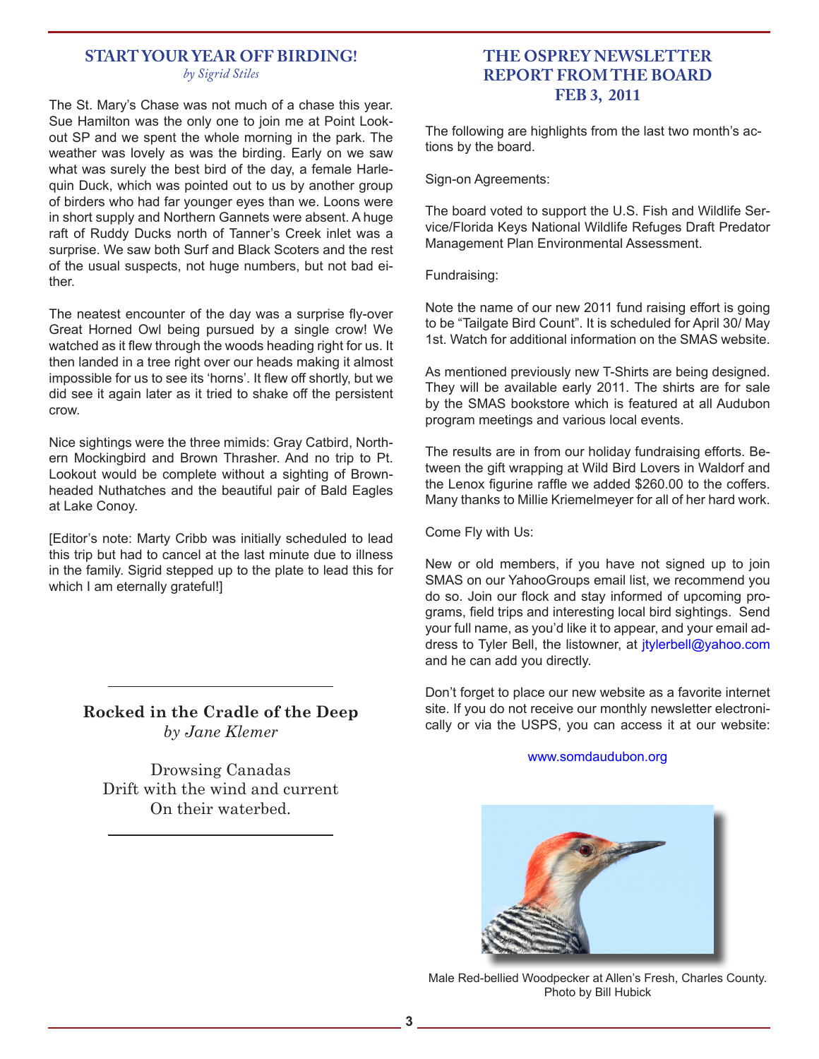## START YOUR YEAR OFF BIRDING!

*by Sigrid Stiles*

The St. Mary's Chase was not much of a chase this year. Sue Hamilton was the only one to join me at Point Lookout SP and we spent the whole morning in the park. The weather was lovely as was the birding. Early on we saw what was surely the best bird of the day, a female Harlequin Duck, which was pointed out to us by another group of birders who had far younger eyes than we. Loons were in short supply and Northern Gannets were absent. A huge raft of Ruddy Ducks north of Tanner's Creek inlet was a surprise. We saw both Surf and Black Scoters and the rest of the usual suspects, not huge numbers, but not bad either.

The neatest encounter of the day was a surprise fly-over Great Horned Owl being pursued by a single crow! We watched as it flew through the woods heading right for us. It then landed in a tree right over our heads making it almost impossible for us to see its 'horns'. It flew off shortly, but we did see it again later as it tried to shake off the persistent crow.

Nice sightings were the three mimids: Gray Catbird, Northern Mockingbird and Brown Thrasher. And no trip to Pt. Lookout would be complete without a sighting of Brown-headed Nuthatches and the beautiful pair of Bald Eagles at Lake Conoy.

[Editor's note: Marty Cribb was initially scheduled to lead this trip but had to cancel at the last minute due to illness in the family. Sigrid stepped up to the plate to lead this for which I am eternally grateful!]

---

### Rocked in the Cradle of the Deep

*by Jane Klemer*

Drowsing Canadas
Drift with the wind and current
On their waterbed.

---

## THE OSPREY NEWSLETTER REPORT FROM THE BOARD FEB 3, 2011

The following are highlights from the last two month's actions by the board.

Sign-on Agreements:

The board voted to support the U.S. Fish and Wildlife Service/Florida Keys National Wildlife Refuges Draft Predator Management Plan Environmental Assessment.

Fundraising:

Note the name of our new 2011 fund raising effort is going to be "Tailgate Bird Count". It is scheduled for April 30/ May 1st. Watch for additional information on the SMAS website.

As mentioned previously new T-Shirts are being designed. They will be available early 2011. The shirts are for sale by the SMAS bookstore which is featured at all Audubon program meetings and various local events.

The results are in from our holiday fundraising efforts. Between the gift wrapping at Wild Bird Lovers in Waldorf and the Lenox figurine raffle we added $260.00 to the coffers. Many thanks to Millie Kriemelmeyer for all of her hard work.

Come Fly with Us:

New or old members, if you have not signed up to join SMAS on our YahooGroups email list, we recommend you do so. Join our flock and stay informed of upcoming programs, field trips and interesting local bird sightings. Send your full name, as you'd like it to appear, and your email address to Tyler Bell, the listowner, at jtylerbell@yahoo.com and he can add you directly.

Don't forget to place our new website as a favorite internet site. If you do not receive our monthly newsletter electronically or via the USPS, you can access it at our website:

www.somdaudubon.org

Male Red-bellied Woodpecker at Allen's Fresh, Charles County. Photo by Bill Hubick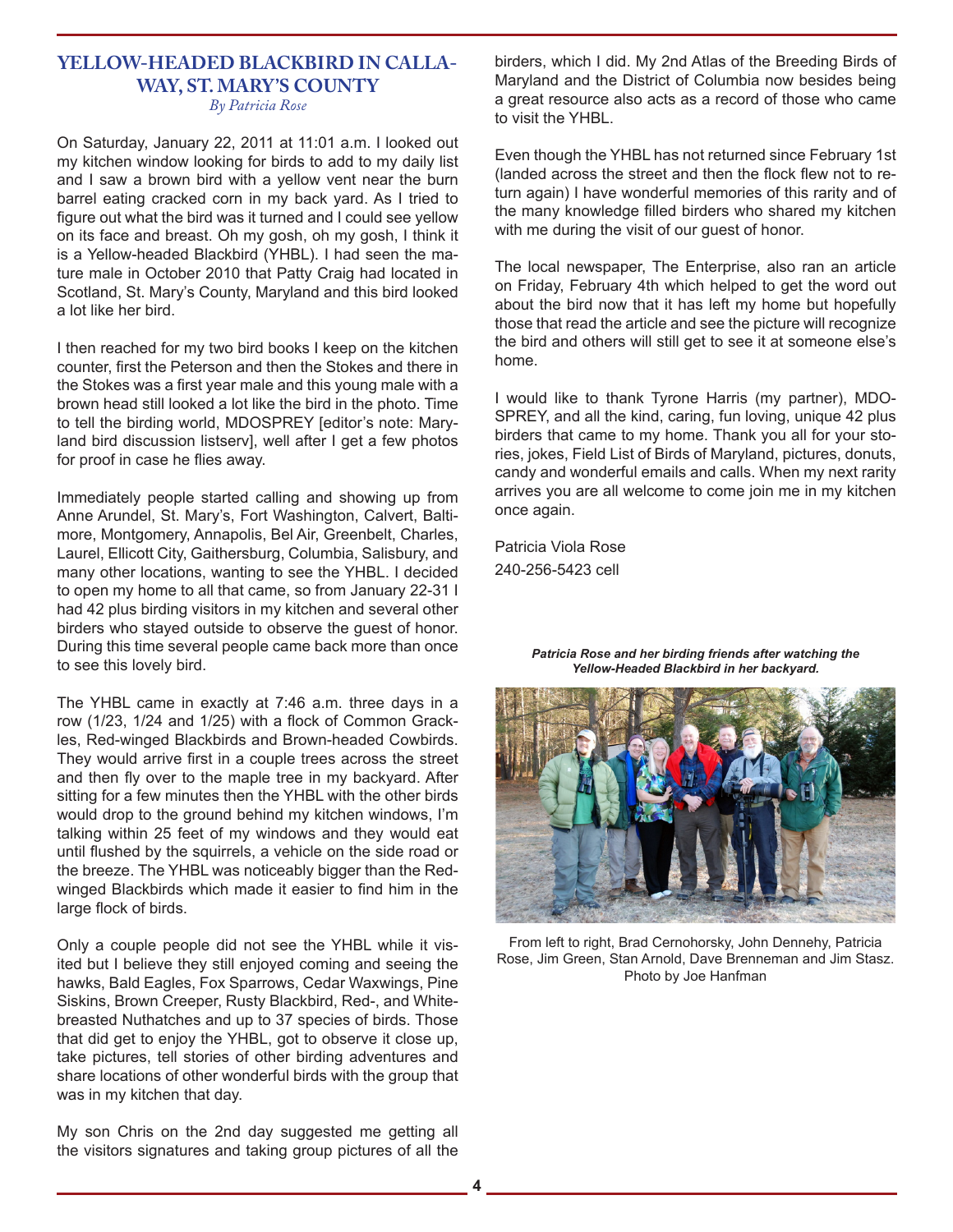## YELLOW-HEADED BLACKBIRD IN CALLAWAY, ST. MARY'S COUNTY

*By Patricia Rose*

On Saturday, January 22, 2011 at 11:01 a.m. I looked out my kitchen window looking for birds to add to my daily list and I saw a brown bird with a yellow vent near the burn barrel eating cracked corn in my back yard. As I tried to figure out what the bird was it turned and I could see yellow on its face and breast. Oh my gosh, oh my gosh, I think it is a Yellow-headed Blackbird (YHBL). I had seen the mature male in October 2010 that Patty Craig had located in Scotland, St. Mary's County, Maryland and this bird looked a lot like her bird.

I then reached for my two bird books I keep on the kitchen counter, first the Peterson and then the Stokes and there in the Stokes was a first year male and this young male with a brown head still looked a lot like the bird in the photo. Time to tell the birding world, MDOSPREY [editor's note: Maryland bird discussion listserv], well after I get a few photos for proof in case he flies away.

Immediately people started calling and showing up from Anne Arundel, St. Mary's, Fort Washington, Calvert, Baltimore, Montgomery, Annapolis, Bel Air, Greenbelt, Charles, Laurel, Ellicott City, Gaithersburg, Columbia, Salisbury, and many other locations, wanting to see the YHBL. I decided to open my home to all that came, so from January 22-31 I had 42 plus birding visitors in my kitchen and several other birders who stayed outside to observe the guest of honor. During this time several people came back more than once to see this lovely bird.

The YHBL came in exactly at 7:46 a.m. three days in a row (1/23, 1/24 and 1/25) with a flock of Common Grackles, Red-winged Blackbirds and Brown-headed Cowbirds. They would arrive first in a couple trees across the street and then fly over to the maple tree in my backyard. After sitting for a few minutes then the YHBL with the other birds would drop to the ground behind my kitchen windows, I'm talking within 25 feet of my windows and they would eat until flushed by the squirrels, a vehicle on the side road or the breeze. The YHBL was noticeably bigger than the Red-winged Blackbirds which made it easier to find him in the large flock of birds.

Only a couple people did not see the YHBL while it visited but I believe they still enjoyed coming and seeing the hawks, Bald Eagles, Fox Sparrows, Cedar Waxwings, Pine Siskins, Brown Creeper, Rusty Blackbird, Red-, and White-breasted Nuthatches and up to 37 species of birds. Those that did get to enjoy the YHBL, got to observe it close up, take pictures, tell stories of other birding adventures and share locations of other wonderful birds with the group that was in my kitchen that day.

My son Chris on the 2nd day suggested me getting all the visitors signatures and taking group pictures of all the birders, which I did. My 2nd Atlas of the Breeding Birds of Maryland and the District of Columbia now besides being a great resource also acts as a record of those who came to visit the YHBL.

Even though the YHBL has not returned since February 1st (landed across the street and then the flock flew not to return again) I have wonderful memories of this rarity and of the many knowledge filled birders who shared my kitchen with me during the visit of our guest of honor.

The local newspaper, The Enterprise, also ran an article on Friday, February 4th which helped to get the word out about the bird now that it has left my home but hopefully those that read the article and see the picture will recognize the bird and others will still get to see it at someone else's home.

I would like to thank Tyrone Harris (my partner), MDOSPREY, and all the kind, caring, fun loving, unique 42 plus birders that came to my home. Thank you all for your stories, jokes, Field List of Birds of Maryland, pictures, donuts, candy and wonderful emails and calls. When my next rarity arrives you are all welcome to come join me in my kitchen once again.

Patricia Viola Rose
240-256-5423 cell

***Patricia Rose and her birding friends after watching the Yellow-Headed Blackbird in her backyard.***

From left to right, Brad Cernohorsky, John Dennehy, Patricia Rose, Jim Green, Stan Arnold, Dave Brenneman and Jim Stasz. Photo by Joe Hanfman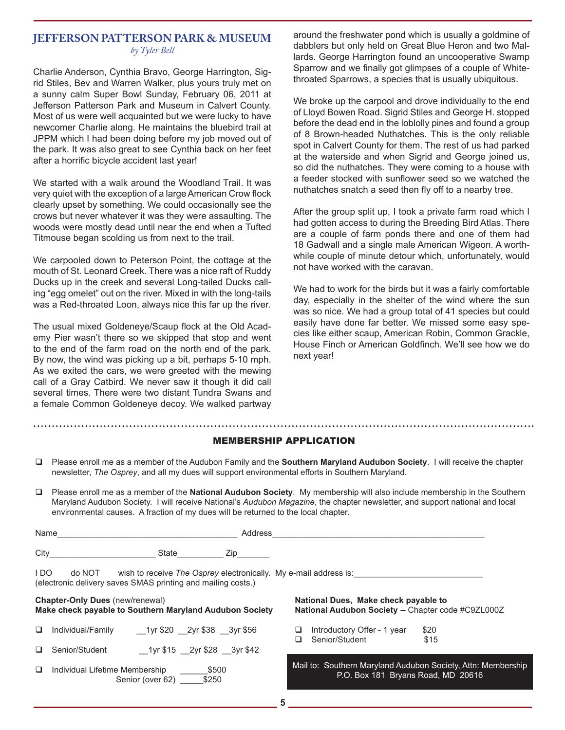## JEFFERSON PATTERSON PARK & MUSEUM

*by Tyler Bell*

Charlie Anderson, Cynthia Bravo, George Harrington, Sigrid Stiles, Bev and Warren Walker, plus yours truly met on a sunny calm Super Bowl Sunday, February 06, 2011 at Jefferson Patterson Park and Museum in Calvert County. Most of us were well acquainted but we were lucky to have newcomer Charlie along. He maintains the bluebird trail at JPPM which I had been doing before my job moved out of the park. It was also great to see Cynthia back on her feet after a horrific bicycle accident last year!

We started with a walk around the Woodland Trail. It was very quiet with the exception of a large American Crow flock clearly upset by something. We could occasionally see the crows but never whatever it was they were assaulting. The woods were mostly dead until near the end when a Tufted Titmouse began scolding us from next to the trail.

We carpooled down to Peterson Point, the cottage at the mouth of St. Leonard Creek. There was a nice raft of Ruddy Ducks up in the creek and several Long-tailed Ducks calling "egg omelet" out on the river. Mixed in with the long-tails was a Red-throated Loon, always nice this far up the river.

The usual mixed Goldeneye/Scaup flock at the Old Academy Pier wasn't there so we skipped that stop and went to the end of the farm road on the north end of the park. By now, the wind was picking up a bit, perhaps 5-10 mph. As we exited the cars, we were greeted with the mewing call of a Gray Catbird. We never saw it though it did call several times. There were two distant Tundra Swans and a female Common Goldeneye decoy. We walked partway around the freshwater pond which is usually a goldmine of dabblers but only held on Great Blue Heron and two Mallards. George Harrington found an uncooperative Swamp Sparrow and we finally got glimpses of a couple of White-throated Sparrows, a species that is usually ubiquitous.

We broke up the carpool and drove individually to the end of Lloyd Bowen Road. Sigrid Stiles and George H. stopped before the dead end in the loblolly pines and found a group of 8 Brown-headed Nuthatches. This is the only reliable spot in Calvert County for them. The rest of us had parked at the waterside and when Sigrid and George joined us, so did the nuthatches. They were coming to a house with a feeder stocked with sunflower seed so we watched the nuthatches snatch a seed then fly off to a nearby tree.

After the group split up, I took a private farm road which I had gotten access to during the Breeding Bird Atlas. There are a couple of farm ponds there and one of them had 18 Gadwall and a single male American Wigeon. A worthwhile couple of minute detour which, unfortunately, would not have worked with the caravan.

We had to work for the birds but it was a fairly comfortable day, especially in the shelter of the wind where the sun was so nice. We had a group total of 41 species but could easily have done far better. We missed some easy species like either scaup, American Robin, Common Grackle, House Finch or American Goldfinch. We'll see how we do next year!

---

## MEMBERSHIP APPLICATION

- ❑ Please enroll me as a member of the Audubon Family and the **Southern Maryland Audubon Society**. I will receive the chapter newsletter, *The Osprey*, and all my dues will support environmental efforts in Southern Maryland.
- ❑ Please enroll me as a member of the **National Audubon Society**. My membership will also include membership in the Southern Maryland Audubon Society. I will receive National's *Audubon Magazine*, the chapter newsletter, and support national and local environmental causes. A fraction of my dues will be returned to the local chapter.

Name______________________________________ Address______________________________________________

City______________________ State__________ Zip_______

I DO do NOT wish to receive *The Osprey* electronically. My e-mail address is:___________________________
(electronic delivery saves SMAS printing and mailing costs.)

**Chapter-Only Dues** (new/renewal)
**Make check payable to Southern Maryland Audubon Society**

- ❑ Individual/Family __1yr $20 __2yr $38 __3yr $56
- ❑ Senior/Student __1yr $15 __2yr $28 __3yr $42
- ❑ Individual Lifetime Membership ______$500
  Senior (over 62) _____$250

**National Dues, Make check payable to**
**National Audubon Society --** Chapter code #C9ZL000Z

- ❑ Introductory Offer - 1 year $20
- ❑ Senior/Student $15

Mail to: Southern Maryland Audubon Society, Attn: Membership
P.O. Box 181 Bryans Road, MD 20616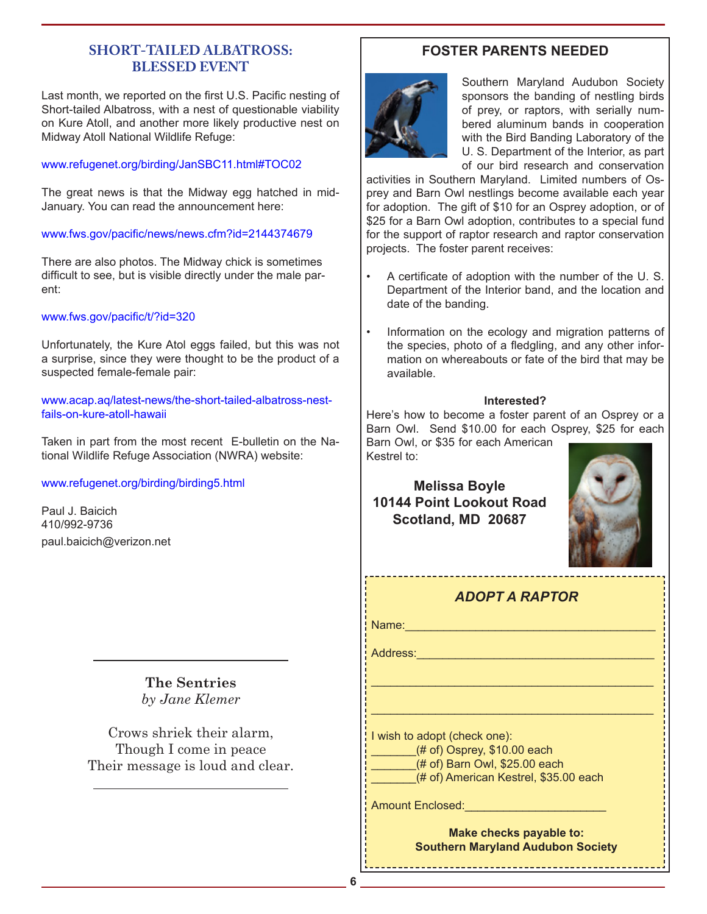## SHORT-TAILED ALBATROSS: BLESSED EVENT

Last month, we reported on the first U.S. Pacific nesting of Short-tailed Albatross, with a nest of questionable viability on Kure Atoll, and another more likely productive nest on Midway Atoll National Wildlife Refuge:

www.refugenet.org/birding/JanSBC11.html#TOC02

The great news is that the Midway egg hatched in mid-January. You can read the announcement here:

www.fws.gov/pacific/news/news.cfm?id=2144374679

There are also photos. The Midway chick is sometimes difficult to see, but is visible directly under the male parent:

www.fws.gov/pacific/t/?id=320

Unfortunately, the Kure Atol eggs failed, but this was not a surprise, since they were thought to be the product of a suspected female-female pair:

www.acap.aq/latest-news/the-short-tailed-albatross-nest-fails-on-kure-atoll-hawaii

Taken in part from the most recent E-bulletin on the National Wildlife Refuge Association (NWRA) website:

www.refugenet.org/birding/birding5.html

Paul J. Baicich
410/992-9736
paul.baicich@verizon.net

---

**The Sentries**
*by Jane Klemer*

Crows shriek their alarm,
Though I come in peace
Their message is loud and clear.

---

## FOSTER PARENTS NEEDED

Southern Maryland Audubon Society sponsors the banding of nestling birds of prey, or raptors, with serially numbered aluminum bands in cooperation with the Bird Banding Laboratory of the U. S. Department of the Interior, as part of our bird research and conservation activities in Southern Maryland. Limited numbers of Osprey and Barn Owl nestlings become available each year for adoption. The gift of $10 for an Osprey adoption, or of $25 for a Barn Owl adoption, contributes to a special fund for the support of raptor research and raptor conservation projects. The foster parent receives:

- A certificate of adoption with the number of the U. S. Department of the Interior band, and the location and date of the banding.
- Information on the ecology and migration patterns of the species, photo of a fledgling, and any other information on whereabouts or fate of the bird that may be available.

**Interested?**

Here's how to become a foster parent of an Osprey or a Barn Owl. Send $10.00 for each Osprey, $25 for each Barn Owl, or $35 for each American Kestrel to:

**Melissa Boyle**
**10144 Point Lookout Road**
**Scotland, MD 20687**

### *ADOPT A RAPTOR*

Name:_______________________________________

Address:_____________________________________

____________________________________________

____________________________________________

I wish to adopt (check one):
_______(# of) Osprey, $10.00 each
_______(# of) Barn Owl, $25.00 each
_______(# of) American Kestrel, $35.00 each

Amount Enclosed:_____________________

**Make checks payable to:**
**Southern Maryland Audubon Society**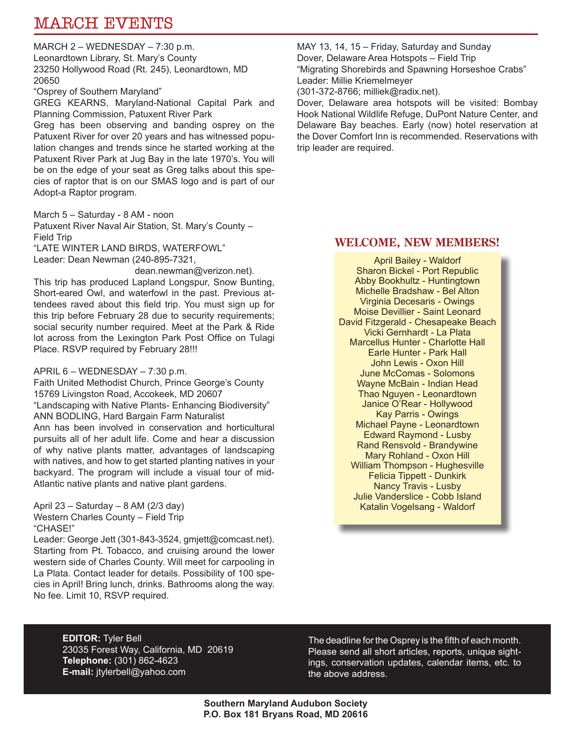# MARCH EVENTS

MARCH 2 – WEDNESDAY – 7:30 p.m.
Leonardtown Library, St. Mary's County
23250 Hollywood Road (Rt. 245), Leonardtown, MD 20650
"Osprey of Southern Maryland"
GREG KEARNS, Maryland-National Capital Park and Planning Commission, Patuxent River Park
Greg has been observing and banding osprey on the Patuxent River for over 20 years and has witnessed population changes and trends since he started working at the Patuxent River Park at Jug Bay in the late 1970's. You will be on the edge of your seat as Greg talks about this species of raptor that is on our SMAS logo and is part of our Adopt-a Raptor program.

March 5 – Saturday - 8 AM - noon
Patuxent River Naval Air Station, St. Mary's County – Field Trip
"LATE WINTER LAND BIRDS, WATERFOWL"
Leader: Dean Newman (240-895-7321, dean.newman@verizon.net).
This trip has produced Lapland Longspur, Snow Bunting, Short-eared Owl, and waterfowl in the past. Previous attendees raved about this field trip. You must sign up for this trip before February 28 due to security requirements; social security number required. Meet at the Park & Ride lot across from the Lexington Park Post Office on Tulagi Place. RSVP required by February 28!!!

APRIL 6 – WEDNESDAY – 7:30 p.m.
Faith United Methodist Church, Prince George's County
15769 Livingston Road, Accokeek, MD 20607
"Landscaping with Native Plants- Enhancing Biodiversity"
ANN BODLING, Hard Bargain Farm Naturalist
Ann has been involved in conservation and horticultural pursuits all of her adult life. Come and hear a discussion of why native plants matter, advantages of landscaping with natives, and how to get started planting natives in your backyard. The program will include a visual tour of mid-Atlantic native plants and native plant gardens.

April 23 – Saturday – 8 AM (2/3 day)
Western Charles County – Field Trip
"CHASE!"
Leader: George Jett (301-843-3524, gmjett@comcast.net).
Starting from Pt. Tobacco, and cruising around the lower western side of Charles County. Will meet for carpooling in La Plata. Contact leader for details. Possibility of 100 species in April! Bring lunch, drinks. Bathrooms along the way. No fee. Limit 10, RSVP required.

MAY 13, 14, 15 – Friday, Saturday and Sunday
Dover, Delaware Area Hotspots – Field Trip
"Migrating Shorebirds and Spawning Horseshoe Crabs"
Leader: Millie Kriemelmeyer
(301-372-8766; milliek@radix.net).
Dover, Delaware area hotspots will be visited: Bombay Hook National Wildlife Refuge, DuPont Nature Center, and Delaware Bay beaches. Early (now) hotel reservation at the Dover Comfort Inn is recommended. Reservations with trip leader are required.

## WELCOME, NEW MEMBERS!

April Bailey - Waldorf
Sharon Bickel - Port Republic
Abby Bookhultz - Huntingtown
Michelle Bradshaw - Bel Alton
Virginia Decesaris - Owings
Moise Devillier - Saint Leonard
David Fitzgerald - Chesapeake Beach
Vicki Gernhardt - La Plata
Marcellus Hunter - Charlotte Hall
Earle Hunter - Park Hall
John Lewis - Oxon Hill
June McComas - Solomons
Wayne McBain - Indian Head
Thao Nguyen - Leonardtown
Janice O'Rear - Hollywood
Kay Parris - Owings
Michael Payne - Leonardtown
Edward Raymond - Lusby
Rand Rensvold - Brandywine
Mary Rohland - Oxon Hill
William Thompson - Hughesville
Felicia Tippett - Dunkirk
Nancy Travis - Lusby
Julie Vanderslice - Cobb Island
Katalin Vogelsang - Waldorf

**EDITOR:** Tyler Bell
23035 Forest Way, California, MD 20619
**Telephone:** (301) 862-4623
**E-mail:** jtylerbell@yahoo.com

The deadline for the Osprey is the fifth of each month. Please send all short articles, reports, unique sightings, conservation updates, calendar items, etc. to the above address.

**Southern Maryland Audubon Society**
**P.O. Box 181 Bryans Road, MD 20616**